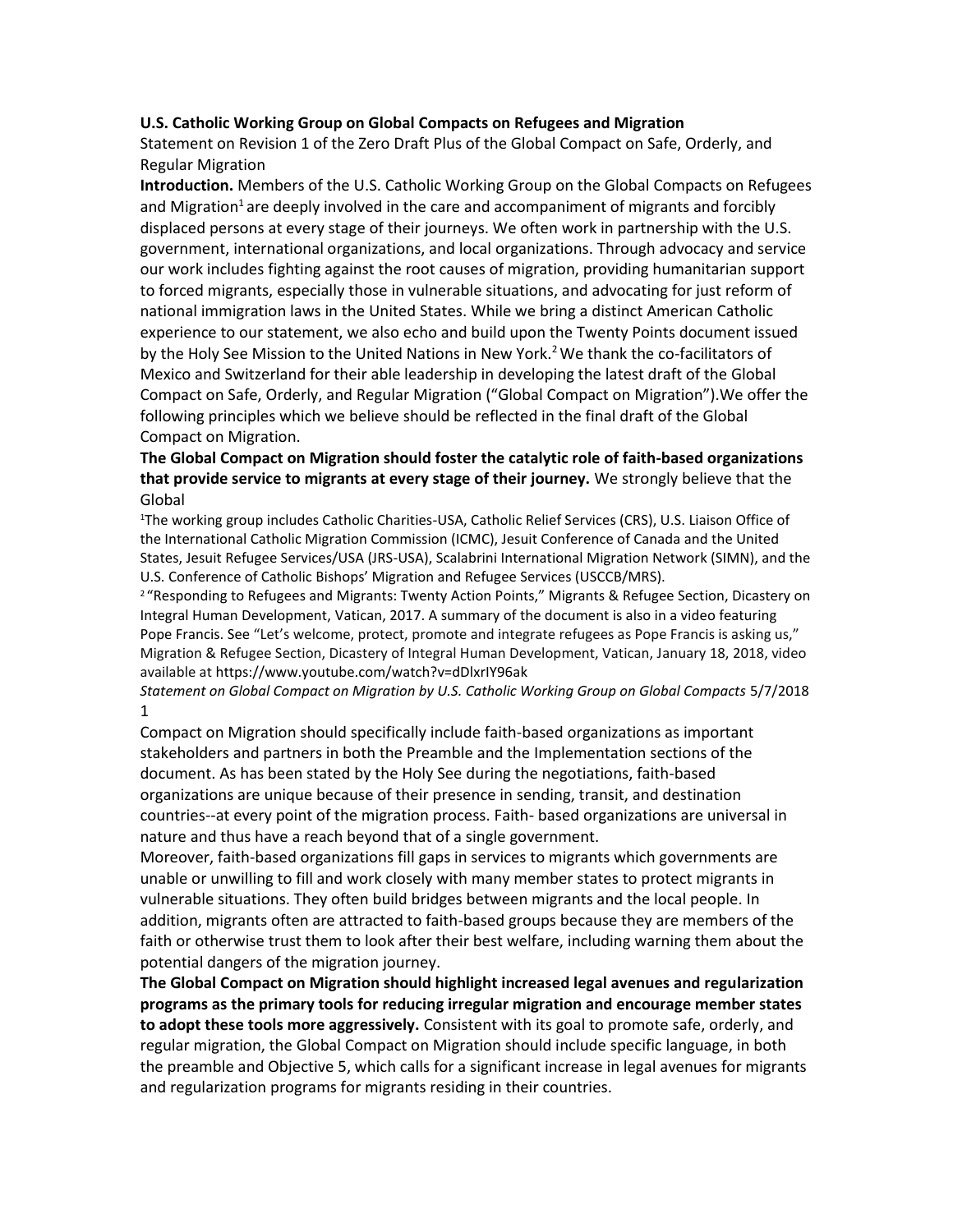**U.S. Catholic Working Group on Global Compacts on Refugees and Migration**

Statement on Revision 1 of the Zero Draft Plus of the Global Compact on Safe, Orderly, and Regular Migration

**Introduction.** Members of the U.S. Catholic Working Group on the Global Compacts on Refugees and Migration[1] are deeply involved in the care and accompaniment of migrants and forcibly displaced persons at every stage of their journeys. We often work in partnership with the U.S. government, international organizations, and local organizations. Through advocacy and service our work includes fighting against the root causes of migration, providing humanitarian support to forced migrants, especially those in vulnerable situations, and advocating for just reform of national immigration laws in the United States. While we bring a distinct American Catholic experience to our statement, we also echo and build upon the Twenty Points document issued by the Holy See Mission to the United Nations in New York.[2] We thank the co-facilitators of Mexico and Switzerland for their able leadership in developing the latest draft of the Global Compact on Safe, Orderly, and Regular Migration ("Global Compact on Migration").We offer the following principles which we believe should be reflected in the final draft of the Global Compact on Migration.

**The Global Compact on Migration should foster the catalytic role of faith-based organizations that provide service to migrants at every stage of their journey.** We strongly believe that the Global Compact on Migration should specifically include faith-based organizations as important stakeholders and partners in both the Preamble and the Implementation sections of the document. As has been stated by the Holy See during the negotiations, faith-based organizations are unique because of their presence in sending, transit, and destination countries--at every point of the migration process. Faith- based organizations are universal in nature and thus have a reach beyond that of a single government.

Moreover, faith-based organizations fill gaps in services to migrants which governments are unable or unwilling to fill and work closely with many member states to protect migrants in vulnerable situations. They often build bridges between migrants and the local people. In addition, migrants often are attracted to faith-based groups because they are members of the faith or otherwise trust them to look after their best welfare, including warning them about the potential dangers of the migration journey.

**The Global Compact on Migration should highlight increased legal avenues and regularization programs as the primary tools for reducing irregular migration and encourage member states to adopt these tools more aggressively.** Consistent with its goal to promote safe, orderly, and regular migration, the Global Compact on Migration should include specific language, in both the preamble and Objective 5, which calls for a significant increase in legal avenues for migrants and regularization programs for migrants residing in their countries.

[1] The working group includes Catholic Charities-USA, Catholic Relief Services (CRS), U.S. Liaison Office of the International Catholic Migration Commission (ICMC), Jesuit Conference of Canada and the United States, Jesuit Refugee Services/USA (JRS-USA), Scalabrini International Migration Network (SIMN), and the U.S. Conference of Catholic Bishops' Migration and Refugee Services (USCCB/MRS).

[2] "Responding to Refugees and Migrants: Twenty Action Points," Migrants & Refugee Section, Dicastery on Integral Human Development, Vatican, 2017. A summary of the document is also in a video featuring Pope Francis. See "Let's welcome, protect, promote and integrate refugees as Pope Francis is asking us," Migration & Refugee Section, Dicastery of Integral Human Development, Vatican, January 18, 2018, video available at https://www.youtube.com/watch?v=dDlxrIY96ak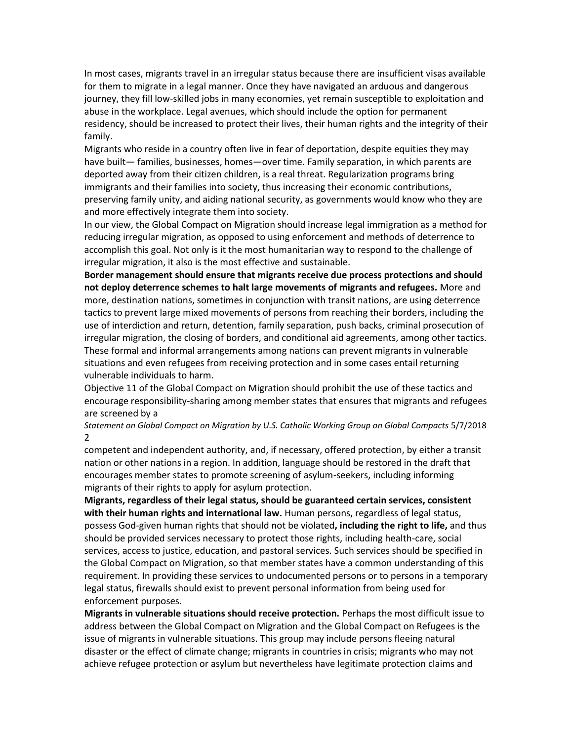In most cases, migrants travel in an irregular status because there are insufficient visas available for them to migrate in a legal manner. Once they have navigated an arduous and dangerous journey, they fill low-skilled jobs in many economies, yet remain susceptible to exploitation and abuse in the workplace. Legal avenues, which should include the option for permanent residency, should be increased to protect their lives, their human rights and the integrity of their family.

Migrants who reside in a country often live in fear of deportation, despite equities they may have built— families, businesses, homes—over time. Family separation, in which parents are deported away from their citizen children, is a real threat. Regularization programs bring immigrants and their families into society, thus increasing their economic contributions, preserving family unity, and aiding national security, as governments would know who they are and more effectively integrate them into society.

In our view, the Global Compact on Migration should increase legal immigration as a method for reducing irregular migration, as opposed to using enforcement and methods of deterrence to accomplish this goal. Not only is it the most humanitarian way to respond to the challenge of irregular migration, it also is the most effective and sustainable.

**Border management should ensure that migrants receive due process protections and should not deploy deterrence schemes to halt large movements of migrants and refugees.** More and more, destination nations, sometimes in conjunction with transit nations, are using deterrence tactics to prevent large mixed movements of persons from reaching their borders, including the use of interdiction and return, detention, family separation, push backs, criminal prosecution of irregular migration, the closing of borders, and conditional aid agreements, among other tactics. These formal and informal arrangements among nations can prevent migrants in vulnerable situations and even refugees from receiving protection and in some cases entail returning vulnerable individuals to harm.

Objective 11 of the Global Compact on Migration should prohibit the use of these tactics and encourage responsibility-sharing among member states that ensures that migrants and refugees are screened by a competent and independent authority, and, if necessary, offered protection, by either a transit nation or other nations in a region. In addition, language should be restored in the draft that encourages member states to promote screening of asylum-seekers, including informing migrants of their rights to apply for asylum protection.

**Migrants, regardless of their legal status, should be guaranteed certain services, consistent with their human rights and international law.** Human persons, regardless of legal status, possess God-given human rights that should not be violated**, including the right to life,** and thus should be provided services necessary to protect those rights, including health-care, social services, access to justice, education, and pastoral services. Such services should be specified in the Global Compact on Migration, so that member states have a common understanding of this requirement. In providing these services to undocumented persons or to persons in a temporary legal status, firewalls should exist to prevent personal information from being used for enforcement purposes.

**Migrants in vulnerable situations should receive protection.** Perhaps the most difficult issue to address between the Global Compact on Migration and the Global Compact on Refugees is the issue of migrants in vulnerable situations. This group may include persons fleeing natural disaster or the effect of climate change; migrants in countries in crisis; migrants who may not achieve refugee protection or asylum but nevertheless have legitimate protection claims and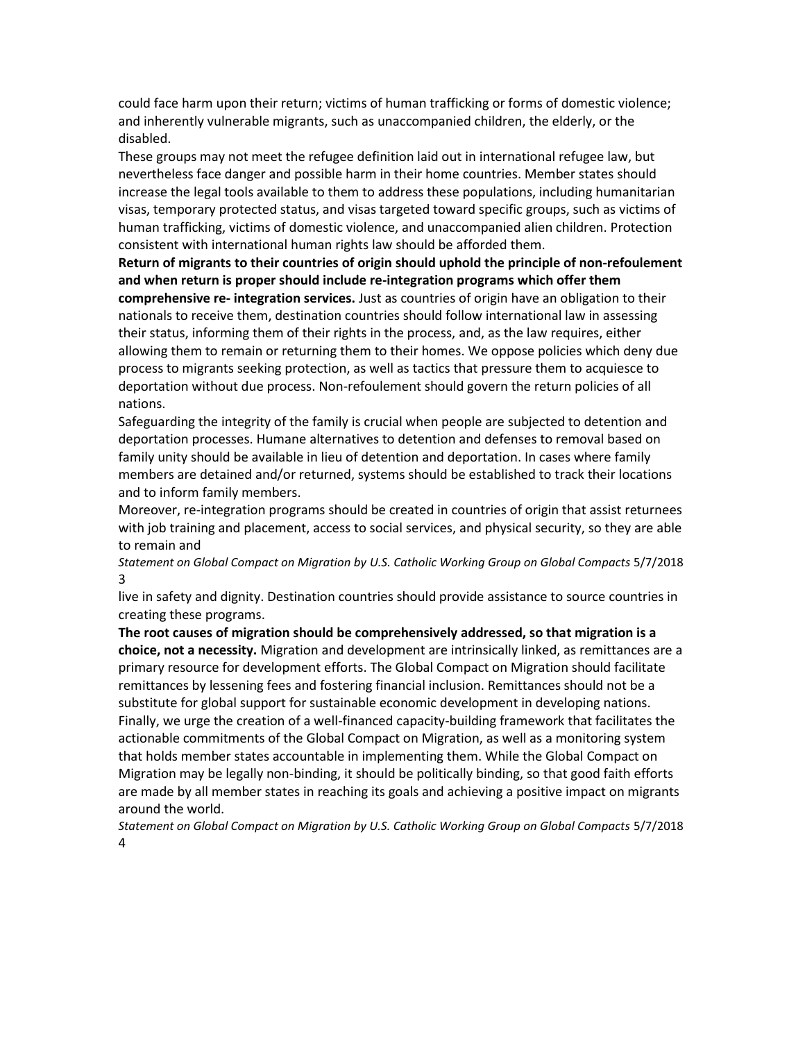could face harm upon their return; victims of human trafficking or forms of domestic violence; and inherently vulnerable migrants, such as unaccompanied children, the elderly, or the disabled.

These groups may not meet the refugee definition laid out in international refugee law, but nevertheless face danger and possible harm in their home countries. Member states should increase the legal tools available to them to address these populations, including humanitarian visas, temporary protected status, and visas targeted toward specific groups, such as victims of human trafficking, victims of domestic violence, and unaccompanied alien children. Protection consistent with international human rights law should be afforded them.

**Return of migrants to their countries of origin should uphold the principle of non-refoulement and when return is proper should include re-integration programs which offer them comprehensive re- integration services.** Just as countries of origin have an obligation to their nationals to receive them, destination countries should follow international law in assessing their status, informing them of their rights in the process, and, as the law requires, either allowing them to remain or returning them to their homes. We oppose policies which deny due process to migrants seeking protection, as well as tactics that pressure them to acquiesce to deportation without due process. Non-refoulement should govern the return policies of all nations.

Safeguarding the integrity of the family is crucial when people are subjected to detention and deportation processes. Humane alternatives to detention and defenses to removal based on family unity should be available in lieu of detention and deportation. In cases where family members are detained and/or returned, systems should be established to track their locations and to inform family members.

Moreover, re-integration programs should be created in countries of origin that assist returnees with job training and placement, access to social services, and physical security, so they are able to remain and live in safety and dignity. Destination countries should provide assistance to source countries in creating these programs.

**The root causes of migration should be comprehensively addressed, so that migration is a choice, not a necessity.** Migration and development are intrinsically linked, as remittances are a primary resource for development efforts. The Global Compact on Migration should facilitate remittances by lessening fees and fostering financial inclusion. Remittances should not be a substitute for global support for sustainable economic development in developing nations.

Finally, we urge the creation of a well-financed capacity-building framework that facilitates the actionable commitments of the Global Compact on Migration, as well as a monitoring system that holds member states accountable in implementing them. While the Global Compact on Migration may be legally non-binding, it should be politically binding, so that good faith efforts are made by all member states in reaching its goals and achieving a positive impact on migrants around the world.